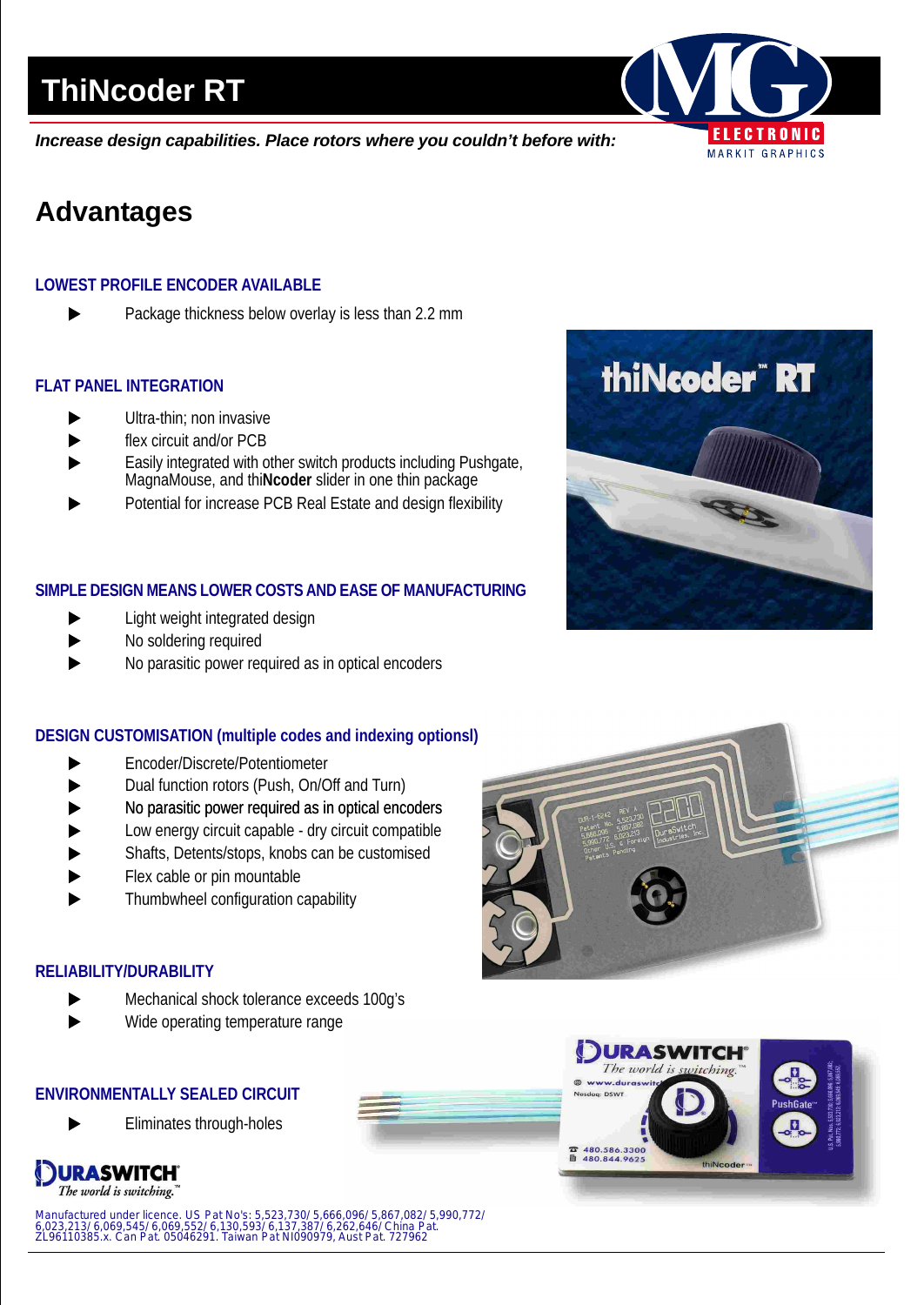# ThiNcoder RT

***Increase design capabilities. Place rotors where you couldn't before with:***

## Advantages

### LOWEST PROFILE ENCODER AVAILABLE

- Package thickness below overlay is less than 2.2 mm

### FLAT PANEL INTEGRATION

- Ultra-thin; non invasive
- flex circuit and/or PCB
- Easily integrated with other switch products including Pushgate, MagnaMouse, and thi**Ncoder** slider in one thin package
- Potential for increase PCB Real Estate and design flexibility

### SIMPLE DESIGN MEANS LOWER COSTS AND EASE OF MANUFACTURING

- Light weight integrated design
- No soldering required
- No parasitic power required as in optical encoders

### DESIGN CUSTOMISATION (multiple codes and indexing optionsl)

- Encoder/Discrete/Potentiometer
- Dual function rotors (Push, On/Off and Turn)
- No parasitic power required as in optical encoders
- Low energy circuit capable - dry circuit compatible
- Shafts, Detents/stops, knobs can be customised
- Flex cable or pin mountable
- Thumbwheel configuration capability

### RELIABILITY/DURABILITY

- Mechanical shock tolerance exceeds 100g's
- Wide operating temperature range

### ENVIRONMENTALLY SEALED CIRCUIT

- Eliminates through-holes

DURASWITCH® *The world is switching.*™

Manufactured under licence. US Pat No's: 5,523,730/ 5,666,096/ 5,867,082/ 5,990,772/ 6,023,213/ 6,069,545/ 6,069,552/ 6,130,593/ 6,137,387/ 6,262,646/ China Pat. ZL96110385.x. Can Pat. 05046291. Taiwan Pat NI090979, Aust Pat. 727962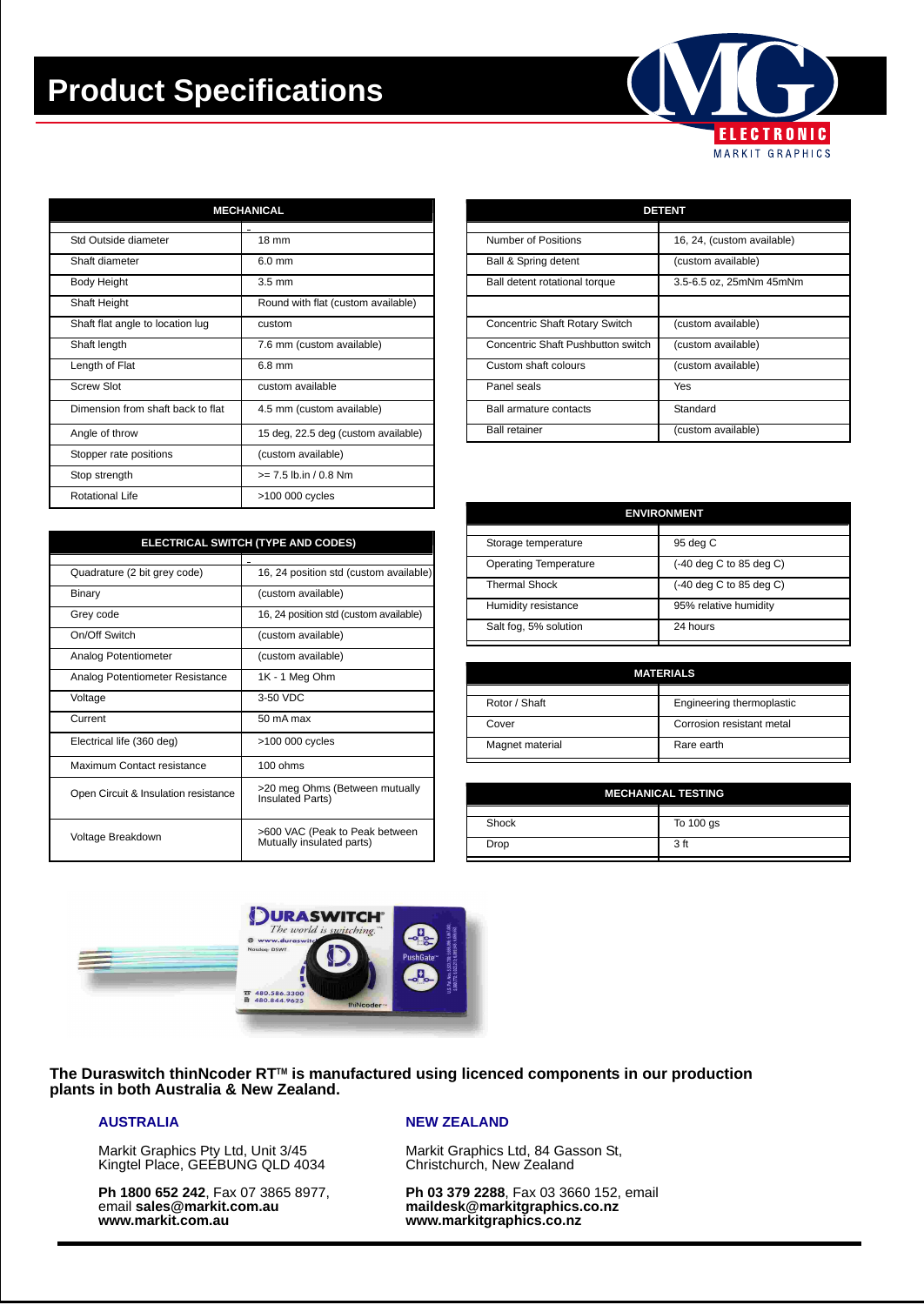# Product Specifications

| MECHANICAL | |
|---|---|
| Std Outside diameter | 18 mm |
| Shaft diameter | 6.0 mm |
| Body Height | 3.5 mm |
| Shaft Height | Round with flat (custom available) |
| Shaft flat angle to location lug | custom |
| Shaft length | 7.6 mm (custom available) |
| Length of Flat | 6.8 mm |
| Screw Slot | custom available |
| Dimension from shaft back to flat | 4.5 mm (custom available) |
| Angle of throw | 15 deg, 22.5 deg (custom available) |
| Stopper rate positions | (custom available) |
| Stop strength | >= 7.5 lb.in / 0.8 Nm |
| Rotational Life | >100 000 cycles |

| ELECTRICAL SWITCH (TYPE AND CODES) | |
|---|---|
| Quadrature (2 bit grey code) | 16, 24 position std (custom available) |
| Binary | (custom available) |
| Grey code | 16, 24 position std (custom available) |
| On/Off Switch | (custom available) |
| Analog Potentiometer | (custom available) |
| Analog Potentiometer Resistance | 1K - 1 Meg Ohm |
| Voltage | 3-50 VDC |
| Current | 50 mA max |
| Electrical life (360 deg) | >100 000 cycles |
| Maximum Contact resistance | 100 ohms |
| Open Circuit & Insulation resistance | >20 meg Ohms (Between mutually Insulated Parts) |
| Voltage Breakdown | >600 VAC (Peak to Peak between Mutually insulated parts) |

| DETENT | |
|---|---|
| Number of Positions | 16, 24, (custom available) |
| Ball & Spring detent | (custom available) |
| Ball detent rotational torque | 3.5-6.5 oz, 25mNm 45mNm |
| | |
| Concentric Shaft Rotary Switch | (custom available) |
| Concentric Shaft Pushbutton switch | (custom available) |
| Custom shaft colours | (custom available) |
| Panel seals | Yes |
| Ball armature contacts | Standard |
| Ball retainer | (custom available) |

| ENVIRONMENT | |
|---|---|
| Storage temperature | 95 deg C |
| Operating Temperature | (-40 deg C to 85 deg C) |
| Thermal Shock | (-40 deg C to 85 deg C) |
| Humidity resistance | 95% relative humidity |
| Salt fog, 5% solution | 24 hours |

| MATERIALS | |
|---|---|
| Rotor / Shaft | Engineering thermoplastic |
| Cover | Corrosion resistant metal |
| Magnet material | Rare earth |

| MECHANICAL TESTING | |
|---|---|
| Shock | To 100 gs |
| Drop | 3 ft |

**The Duraswitch thinNcoder RT™ is manufactured using licenced components in our production plants in both Australia & New Zealand.**

### AUSTRALIA

Markit Graphics Pty Ltd, Unit 3/45
Kingtel Place, GEEBUNG QLD 4034

**Ph 1800 652 242**, Fax 07 3865 8977,
email **sales@markit.com.au**
**www.markit.com.au**

### NEW ZEALAND

Markit Graphics Ltd, 84 Gasson St,
Christchurch, New Zealand

**Ph 03 379 2288**, Fax 03 3660 152, email
**maildesk@markitgraphics.co.nz**
**www.markitgraphics.co.nz**